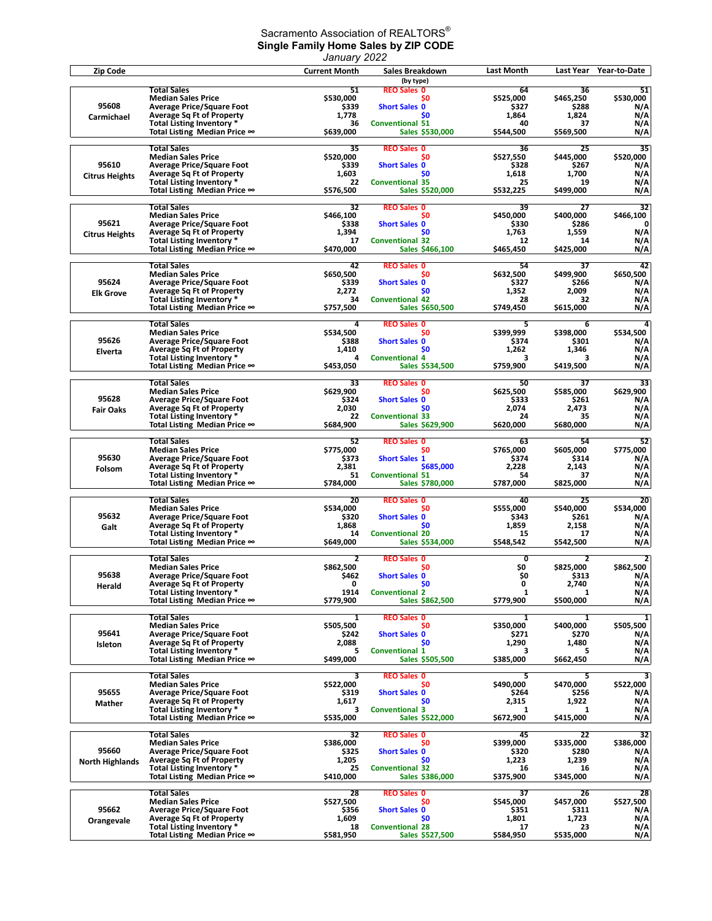Sacramento Association of REALTORS®

**Single Family Home Sales by ZIP CODE**

*January 2022*

| Zip Code | | Current Month | Sales Breakdown (by type) | | Last Month | Last Year | Year-to-Date |
|---|---|---|---|---|---|---|---|
| 95608 Carmichael | Total Sales | 51 | REO Sales | 0 | 64 | 36 | 51 |
| | Median Sales Price | $530,000 | | $0 | $525,000 | $465,250 | $530,000 |
| | Average Price/Square Foot | $339 | Short Sales | 0 | $327 | $288 | N/A |
| | Average Sq Ft of Property | 1,778 | | $0 | 1,864 | 1,824 | N/A |
| | Total Listing Inventory * | 36 | Conventional | 51 | 40 | 37 | N/A |
| | Total Listing Median Price ∞ | $639,000 | Sales | $530,000 | $544,500 | $569,500 | N/A |
| 95610 Citrus Heights | Total Sales | 35 | REO Sales | 0 | 36 | 25 | 35 |
| | Median Sales Price | $520,000 | | $0 | $527,550 | $445,000 | $520,000 |
| | Average Price/Square Foot | $339 | Short Sales | 0 | $328 | $267 | N/A |
| | Average Sq Ft of Property | 1,603 | | $0 | 1,618 | 1,700 | N/A |
| | Total Listing Inventory * | 22 | Conventional | 35 | 25 | 19 | N/A |
| | Total Listing Median Price ∞ | $576,500 | Sales | $520,000 | $532,225 | $499,000 | N/A |
| 95621 Citrus Heights | Total Sales | 32 | REO Sales | 0 | 39 | 27 | 32 |
| | Median Sales Price | $466,100 | | $0 | $450,000 | $400,000 | $466,100 |
| | Average Price/Square Foot | $338 | Short Sales | 0 | $330 | $286 | 0 |
| | Average Sq Ft of Property | 1,394 | | $0 | 1,763 | 1,559 | N/A |
| | Total Listing Inventory * | 17 | Conventional | 32 | 12 | 14 | N/A |
| | Total Listing Median Price ∞ | $470,000 | Sales | $466,100 | $465,450 | $425,000 | N/A |
| 95624 Elk Grove | Total Sales | 42 | REO Sales | 0 | 54 | 37 | 42 |
| | Median Sales Price | $650,500 | | $0 | $632,500 | $499,900 | $650,500 |
| | Average Price/Square Foot | $339 | Short Sales | 0 | $327 | $266 | N/A |
| | Average Sq Ft of Property | 2,272 | | $0 | 1,352 | 2,009 | N/A |
| | Total Listing Inventory * | 34 | Conventional | 42 | 28 | 32 | N/A |
| | Total Listing Median Price ∞ | $757,500 | Sales | $650,500 | $749,450 | $615,000 | N/A |
| 95626 Elverta | Total Sales | 4 | REO Sales | 0 | 5 | 6 | 4 |
| | Median Sales Price | $534,500 | | $0 | $399,999 | $398,000 | $534,500 |
| | Average Price/Square Foot | $388 | Short Sales | 0 | $374 | $301 | N/A |
| | Average Sq Ft of Property | 1,410 | | $0 | 1,262 | 1,346 | N/A |
| | Total Listing Inventory * | 4 | Conventional | 4 | 3 | 3 | N/A |
| | Total Listing Median Price ∞ | $453,050 | Sales | $534,500 | $759,900 | $419,500 | N/A |
| 95628 Fair Oaks | Total Sales | 33 | REO Sales | 0 | 50 | 37 | 33 |
| | Median Sales Price | $629,900 | | $0 | $625,500 | $585,000 | $629,900 |
| | Average Price/Square Foot | $324 | Short Sales | 0 | $333 | $261 | N/A |
| | Average Sq Ft of Property | 2,030 | | $0 | 2,074 | 2,473 | N/A |
| | Total Listing Inventory * | 22 | Conventional | 33 | 24 | 35 | N/A |
| | Total Listing Median Price ∞ | $684,900 | Sales | $629,900 | $620,000 | $680,000 | N/A |
| 95630 Folsom | Total Sales | 52 | REO Sales | 0 | 63 | 54 | 52 |
| | Median Sales Price | $775,000 | | $0 | $765,000 | $605,000 | $775,000 |
| | Average Price/Square Foot | $373 | Short Sales | 1 | $374 | $314 | N/A |
| | Average Sq Ft of Property | 2,381 | | $685,000 | 2,228 | 2,143 | N/A |
| | Total Listing Inventory * | 51 | Conventional | 51 | 54 | 37 | N/A |
| | Total Listing Median Price ∞ | $784,000 | Sales | $780,000 | $787,000 | $825,000 | N/A |
| 95632 Galt | Total Sales | 20 | REO Sales | 0 | 40 | 25 | 20 |
| | Median Sales Price | $534,000 | | $0 | $555,000 | $540,000 | $534,000 |
| | Average Price/Square Foot | $320 | Short Sales | 0 | $343 | $261 | N/A |
| | Average Sq Ft of Property | 1,868 | | $0 | 1,859 | 2,158 | N/A |
| | Total Listing Inventory * | 14 | Conventional | 20 | 15 | 17 | N/A |
| | Total Listing Median Price ∞ | $649,000 | Sales | $534,000 | $548,542 | $542,500 | N/A |
| 95638 Herald | Total Sales | 2 | REO Sales | 0 | 0 | 2 | 2 |
| | Median Sales Price | $862,500 | | $0 | $0 | $825,000 | $862,500 |
| | Average Price/Square Foot | $462 | Short Sales | 0 | $0 | $313 | N/A |
| | Average Sq Ft of Property | 0 | | $0 | 0 | 2,740 | N/A |
| | Total Listing Inventory * | 1914 | Conventional | 2 | 1 | 1 | N/A |
| | Total Listing Median Price ∞ | $779,900 | Sales | $862,500 | $779,900 | $500,000 | N/A |
| 95641 Isleton | Total Sales | 1 | REO Sales | 0 | 1 | 1 | 1 |
| | Median Sales Price | $505,500 | | $0 | $350,000 | $400,000 | $505,500 |
| | Average Price/Square Foot | $242 | Short Sales | 0 | $271 | $270 | N/A |
| | Average Sq Ft of Property | 2,088 | | $0 | 1,290 | 1,480 | N/A |
| | Total Listing Inventory * | 5 | Conventional | 1 | 3 | 5 | N/A |
| | Total Listing Median Price ∞ | $499,000 | Sales | $505,500 | $385,000 | $662,450 | N/A |
| 95655 Mather | Total Sales | 3 | REO Sales | 0 | 5 | 5 | 3 |
| | Median Sales Price | $522,000 | | $0 | $490,000 | $470,000 | $522,000 |
| | Average Price/Square Foot | $319 | Short Sales | 0 | $264 | $256 | N/A |
| | Average Sq Ft of Property | 1,617 | | $0 | 2,315 | 1,922 | N/A |
| | Total Listing Inventory * | 3 | Conventional | 3 | 1 | 1 | N/A |
| | Total Listing Median Price ∞ | $535,000 | Sales | $522,000 | $672,900 | $415,000 | N/A |
| 95660 North Highlands | Total Sales | 32 | REO Sales | 0 | 45 | 22 | 32 |
| | Median Sales Price | $386,000 | | $0 | $399,000 | $335,000 | $386,000 |
| | Average Price/Square Foot | $325 | Short Sales | 0 | $320 | $280 | N/A |
| | Average Sq Ft of Property | 1,205 | | $0 | 1,223 | 1,239 | N/A |
| | Total Listing Inventory * | 25 | Conventional | 32 | 16 | 16 | N/A |
| | Total Listing Median Price ∞ | $410,000 | Sales | $386,000 | $375,900 | $345,000 | N/A |
| 95662 Orangevale | Total Sales | 28 | REO Sales | 0 | 37 | 26 | 28 |
| | Median Sales Price | $527,500 | | $0 | $545,000 | $457,000 | $527,500 |
| | Average Price/Square Foot | $356 | Short Sales | 0 | $351 | $311 | N/A |
| | Average Sq Ft of Property | 1,609 | | $0 | 1,801 | 1,723 | N/A |
| | Total Listing Inventory * | 18 | Conventional | 28 | 17 | 23 | N/A |
| | Total Listing Median Price ∞ | $581,950 | Sales | $527,500 | $584,950 | $535,000 | N/A |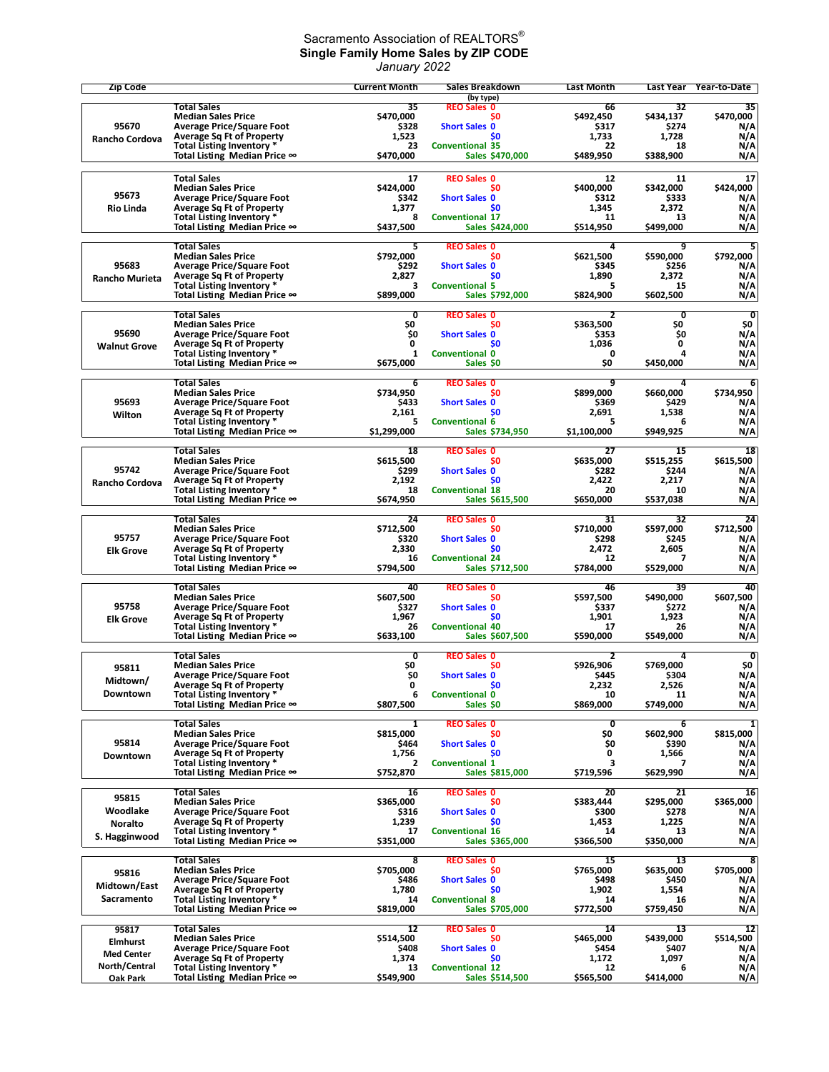Sacramento Association of REALTORS®

**Single Family Home Sales by ZIP CODE**

*January 2022*

| Zip Code | | Current Month | Sales Breakdown (by type) | Last Month | Last Year | Year-to-Date |
|---|---|---|---|---|---|---|
| 95670 Rancho Cordova | Total Sales | 35 | REO Sales 0 | 66 | 32 | 35 |
| | Median Sales Price | $470,000 | $0 | $492,450 | $434,137 | $470,000 |
| | Average Price/Square Foot | $328 | Short Sales 0 | $317 | $274 | N/A |
| | Average Sq Ft of Property | 1,523 | $0 | 1,733 | 1,728 | N/A |
| | Total Listing Inventory * | 23 | Conventional 35 | 22 | 18 | N/A |
| | Total Listing Median Price ∞ | $470,000 | Sales $470,000 | $489,950 | $388,900 | N/A |
| 95673 Rio Linda | Total Sales | 17 | REO Sales 0 | 12 | 11 | 17 |
| | Median Sales Price | $424,000 | $0 | $400,000 | $342,000 | $424,000 |
| | Average Price/Square Foot | $342 | Short Sales 0 | $312 | $333 | N/A |
| | Average Sq Ft of Property | 1,377 | $0 | 1,345 | 2,372 | N/A |
| | Total Listing Inventory * | 8 | Conventional 17 | 11 | 13 | N/A |
| | Total Listing Median Price ∞ | $437,500 | Sales $424,000 | $514,950 | $499,000 | N/A |
| 95683 Rancho Murieta | Total Sales | 5 | REO Sales 0 | 4 | 9 | 5 |
| | Median Sales Price | $792,000 | $0 | $621,500 | $590,000 | $792,000 |
| | Average Price/Square Foot | $292 | Short Sales 0 | $345 | $256 | N/A |
| | Average Sq Ft of Property | 2,827 | $0 | 1,890 | 2,372 | N/A |
| | Total Listing Inventory * | 3 | Conventional 5 | 5 | 15 | N/A |
| | Total Listing Median Price ∞ | $899,000 | Sales $792,000 | $824,900 | $602,500 | N/A |
| 95690 Walnut Grove | Total Sales | 0 | REO Sales 0 | 2 | 0 | 0 |
| | Median Sales Price | $0 | $0 | $363,500 | $0 | $0 |
| | Average Price/Square Foot | $0 | Short Sales 0 | $353 | $0 | N/A |
| | Average Sq Ft of Property | 0 | $0 | 1,036 | 0 | N/A |
| | Total Listing Inventory * | 1 | Conventional 0 | 0 | 4 | N/A |
| | Total Listing Median Price ∞ | $675,000 | Sales $0 | $0 | $450,000 | N/A |
| 95693 Wilton | Total Sales | 6 | REO Sales 0 | 9 | 4 | 6 |
| | Median Sales Price | $734,950 | $0 | $899,000 | $660,000 | $734,950 |
| | Average Price/Square Foot | $433 | Short Sales 0 | $369 | $429 | N/A |
| | Average Sq Ft of Property | 2,161 | $0 | 2,691 | 1,538 | N/A |
| | Total Listing Inventory * | 5 | Conventional 6 | 5 | 6 | N/A |
| | Total Listing Median Price ∞ | $1,299,000 | Sales $734,950 | $1,100,000 | $949,925 | N/A |
| 95742 Rancho Cordova | Total Sales | 18 | REO Sales 0 | 27 | 15 | 18 |
| | Median Sales Price | $615,500 | $0 | $635,000 | $515,255 | $615,500 |
| | Average Price/Square Foot | $299 | Short Sales 0 | $282 | $244 | N/A |
| | Average Sq Ft of Property | 2,192 | $0 | 2,422 | 2,217 | N/A |
| | Total Listing Inventory * | 18 | Conventional 18 | 20 | 10 | N/A |
| | Total Listing Median Price ∞ | $674,950 | Sales $615,500 | $650,000 | $537,038 | N/A |
| 95757 Elk Grove | Total Sales | 24 | REO Sales 0 | 31 | 32 | 24 |
| | Median Sales Price | $712,500 | $0 | $710,000 | $597,000 | $712,500 |
| | Average Price/Square Foot | $320 | Short Sales 0 | $298 | $245 | N/A |
| | Average Sq Ft of Property | 2,330 | $0 | 2,472 | 2,605 | N/A |
| | Total Listing Inventory * | 16 | Conventional 24 | 12 | 7 | N/A |
| | Total Listing Median Price ∞ | $794,500 | Sales $712,500 | $784,000 | $529,000 | N/A |
| 95758 Elk Grove | Total Sales | 40 | REO Sales 0 | 46 | 39 | 40 |
| | Median Sales Price | $607,500 | $0 | $597,500 | $490,000 | $607,500 |
| | Average Price/Square Foot | $327 | Short Sales 0 | $337 | $272 | N/A |
| | Average Sq Ft of Property | 1,967 | $0 | 1,901 | 1,923 | N/A |
| | Total Listing Inventory * | 26 | Conventional 40 | 17 | 26 | N/A |
| | Total Listing Median Price ∞ | $633,100 | Sales $607,500 | $590,000 | $549,000 | N/A |
| 95811 Midtown/ Downtown | Total Sales | 0 | REO Sales 0 | 2 | 4 | 0 |
| | Median Sales Price | $0 | $0 | $926,906 | $769,000 | $0 |
| | Average Price/Square Foot | $0 | Short Sales 0 | $445 | $304 | N/A |
| | Average Sq Ft of Property | 0 | $0 | 2,232 | 2,526 | N/A |
| | Total Listing Inventory * | 6 | Conventional 0 | 10 | 11 | N/A |
| | Total Listing Median Price ∞ | $807,500 | Sales $0 | $869,000 | $749,000 | N/A |
| 95814 Downtown | Total Sales | 1 | REO Sales 0 | 0 | 6 | 1 |
| | Median Sales Price | $815,000 | $0 | $0 | $602,900 | $815,000 |
| | Average Price/Square Foot | $464 | Short Sales 0 | $0 | $390 | N/A |
| | Average Sq Ft of Property | 1,756 | $0 | 0 | 1,566 | N/A |
| | Total Listing Inventory * | 2 | Conventional 1 | 3 | 7 | N/A |
| | Total Listing Median Price ∞ | $752,870 | Sales $815,000 | $719,596 | $629,990 | N/A |
| 95815 Woodlake Noralto S. Hagginwood | Total Sales | 16 | REO Sales 0 | 20 | 21 | 16 |
| | Median Sales Price | $365,000 | $0 | $383,444 | $295,000 | $365,000 |
| | Average Price/Square Foot | $316 | Short Sales 0 | $300 | $278 | N/A |
| | Average Sq Ft of Property | 1,239 | $0 | 1,453 | 1,225 | N/A |
| | Total Listing Inventory * | 17 | Conventional 16 | 14 | 13 | N/A |
| | Total Listing Median Price ∞ | $351,000 | Sales $365,000 | $366,500 | $350,000 | N/A |
| 95816 Midtown/East Sacramento | Total Sales | 8 | REO Sales 0 | 15 | 13 | 8 |
| | Median Sales Price | $705,000 | $0 | $765,000 | $635,000 | $705,000 |
| | Average Price/Square Foot | $486 | Short Sales 0 | $498 | $450 | N/A |
| | Average Sq Ft of Property | 1,780 | $0 | 1,902 | 1,554 | N/A |
| | Total Listing Inventory * | 14 | Conventional 8 | 14 | 16 | N/A |
| | Total Listing Median Price ∞ | $819,000 | Sales $705,000 | $772,500 | $759,450 | N/A |
| 95817 Elmhurst Med Center North/Central Oak Park | Total Sales | 12 | REO Sales 0 | 14 | 13 | 12 |
| | Median Sales Price | $514,500 | $0 | $465,000 | $439,000 | $514,500 |
| | Average Price/Square Foot | $408 | Short Sales 0 | $454 | $407 | N/A |
| | Average Sq Ft of Property | 1,374 | $0 | 1,172 | 1,097 | N/A |
| | Total Listing Inventory * | 13 | Conventional 12 | 12 | 6 | N/A |
| | Total Listing Median Price ∞ | $549,900 | Sales $514,500 | $565,500 | $414,000 | N/A |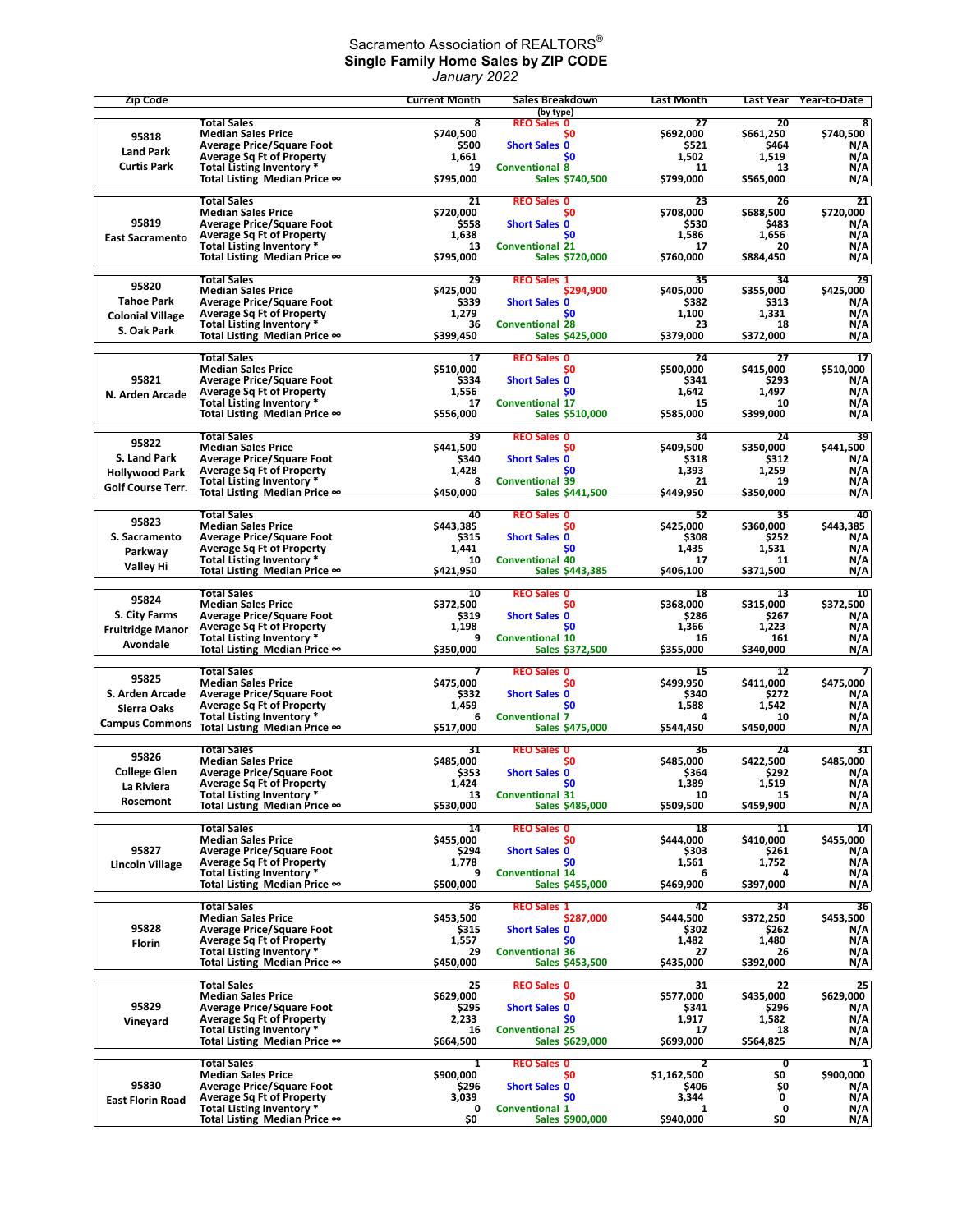# Sacramento Association of REALTORS®

## Single Home Sales by ZIP CODE

*January 2022*

| Zip Code | | Current Month | Sales Breakdown (by type) | | Last Month | Last Year | Year-to-Date |
|---|---|---|---|---|---|---|---|
| 95818 Land Park Curtis Park | Total Sales | 8 | REO Sales | 0 | 27 | 20 | 8 |
| | Median Sales Price | $740,500 | | $0 | $692,000 | $661,250 | $740,500 |
| | Average Price/Square Foot | $500 | Short Sales | 0 | $521 | $464 | N/A |
| | Average Sq Ft of Property | 1,661 | | $0 | 1,502 | 1,519 | N/A |
| | Total Listing Inventory * | 19 | Conventional | 8 | 11 | 13 | N/A |
| | Total Listing Median Price ∞ | $795,000 | Sales | $740,500 | $799,000 | $565,000 | N/A |
| 95819 East Sacramento | Total Sales | 21 | REO Sales | 0 | 23 | 26 | 21 |
| | Median Sales Price | $720,000 | | $0 | $708,000 | $688,500 | $720,000 |
| | Average Price/Square Foot | $558 | Short Sales | 0 | $530 | $483 | N/A |
| | Average Sq Ft of Property | 1,638 | | $0 | 1,586 | 1,656 | N/A |
| | Total Listing Inventory * | 13 | Conventional | 21 | 17 | 20 | N/A |
| | Total Listing Median Price ∞ | $795,000 | Sales | $720,000 | $760,000 | $884,450 | N/A |
| 95820 Tahoe Park Colonial Village S. Oak Park | Total Sales | 29 | REO Sales | 1 | 35 | 34 | 29 |
| | Median Sales Price | $425,000 | | $294,900 | $405,000 | $355,000 | $425,000 |
| | Average Price/Square Foot | $339 | Short Sales | 0 | $382 | $313 | N/A |
| | Average Sq Ft of Property | 1,279 | | $0 | 1,100 | 1,331 | N/A |
| | Total Listing Inventory * | 36 | Conventional | 28 | 23 | 18 | N/A |
| | Total Listing Median Price ∞ | $399,450 | Sales | $425,000 | $379,000 | $372,000 | N/A |
| 95821 N. Arden Arcade | Total Sales | 17 | REO Sales | 0 | 24 | 27 | 17 |
| | Median Sales Price | $510,000 | | $0 | $500,000 | $415,000 | $510,000 |
| | Average Price/Square Foot | $334 | Short Sales | 0 | $341 | $293 | N/A |
| | Average Sq Ft of Property | 1,556 | | $0 | 1,642 | 1,497 | N/A |
| | Total Listing Inventory * | 17 | Conventional | 17 | 15 | 10 | N/A |
| | Total Listing Median Price ∞ | $556,000 | Sales | $510,000 | $585,000 | $399,000 | N/A |
| 95822 S. Land Park Hollywood Park Golf Course Terr. | Total Sales | 39 | REO Sales | 0 | 34 | 24 | 39 |
| | Median Sales Price | $441,500 | | $0 | $409,500 | $350,000 | $441,500 |
| | Average Price/Square Foot | $340 | Short Sales | 0 | $318 | $312 | N/A |
| | Average Sq Ft of Property | 1,428 | | $0 | 1,393 | 1,259 | N/A |
| | Total Listing Inventory * | 8 | Conventional | 39 | 21 | 19 | N/A |
| | Total Listing Median Price ∞ | $450,000 | Sales | $441,500 | $449,950 | $350,000 | N/A |
| 95823 S. Sacramento Parkway Valley Hi | Total Sales | 40 | REO Sales | 0 | 52 | 35 | 40 |
| | Median Sales Price | $443,385 | | $0 | $425,000 | $360,000 | $443,385 |
| | Average Price/Square Foot | $315 | Short Sales | 0 | $308 | $252 | N/A |
| | Average Sq Ft of Property | 1,441 | | $0 | 1,435 | 1,531 | N/A |
| | Total Listing Inventory * | 10 | Conventional | 40 | 17 | 11 | N/A |
| | Total Listing Median Price ∞ | $421,950 | Sales | $443,385 | $406,100 | $371,500 | N/A |
| 95824 S. City Farms Fruitridge Manor Avondale | Total Sales | 10 | REO Sales | 0 | 18 | 13 | 10 |
| | Median Sales Price | $372,500 | | $0 | $368,000 | $315,000 | $372,500 |
| | Average Price/Square Foot | $319 | Short Sales | 0 | $286 | $267 | N/A |
| | Average Sq Ft of Property | 1,198 | | $0 | 1,366 | 1,223 | N/A |
| | Total Listing Inventory * | 9 | Conventional | 10 | 16 | 161 | N/A |
| | Total Listing Median Price ∞ | $350,000 | Sales | $372,500 | $355,000 | $340,000 | N/A |
| 95825 S. Arden Arcade Sierra Oaks Campus Commons | Total Sales | 7 | REO Sales | 0 | 15 | 12 | 7 |
| | Median Sales Price | $475,000 | | $0 | $499,950 | $411,000 | $475,000 |
| | Average Price/Square Foot | $332 | Short Sales | 0 | $340 | $272 | N/A |
| | Average Sq Ft of Property | 1,459 | | $0 | 1,588 | 1,542 | N/A |
| | Total Listing Inventory * | 6 | Conventional | 7 | 4 | 10 | N/A |
| | Total Listing Median Price ∞ | $517,000 | Sales | $475,000 | $544,450 | $450,000 | N/A |
| 95826 College Glen La Riviera Rosemont | Total Sales | 31 | REO Sales | 0 | 36 | 24 | 31 |
| | Median Sales Price | $485,000 | | $0 | $485,000 | $422,500 | $485,000 |
| | Average Price/Square Foot | $353 | Short Sales | 0 | $364 | $292 | N/A |
| | Average Sq Ft of Property | 1,424 | | $0 | 1,389 | 1,519 | N/A |
| | Total Listing Inventory * | 13 | Conventional | 31 | 10 | 15 | N/A |
| | Total Listing Median Price ∞ | $530,000 | Sales | $485,000 | $509,500 | $459,900 | N/A |
| 95827 Lincoln Village | Total Sales | 14 | REO Sales | 0 | 18 | 11 | 14 |
| | Median Sales Price | $455,000 | | $0 | $444,000 | $410,000 | $455,000 |
| | Average Price/Square Foot | $294 | Short Sales | 0 | $303 | $261 | N/A |
| | Average Sq Ft of Property | 1,778 | | $0 | 1,561 | 1,752 | N/A |
| | Total Listing Inventory * | 9 | Conventional | 14 | 6 | 4 | N/A |
| | Total Listing Median Price ∞ | $500,000 | Sales | $455,000 | $469,900 | $397,000 | N/A |
| 95828 Florin | Total Sales | 36 | REO Sales | 1 | 42 | 34 | 36 |
| | Median Sales Price | $453,500 | | $287,000 | $444,500 | $372,250 | $453,500 |
| | Average Price/Square Foot | $315 | Short Sales | 0 | $302 | $262 | N/A |
| | Average Sq Ft of Property | 1,557 | | $0 | 1,482 | 1,480 | N/A |
| | Total Listing Inventory * | 29 | Conventional | 36 | 27 | 26 | N/A |
| | Total Listing Median Price ∞ | $450,000 | Sales | $453,500 | $435,000 | $392,000 | N/A |
| 95829 Vineyard | Total Sales | 25 | REO Sales | 0 | 31 | 22 | 25 |
| | Median Sales Price | $629,000 | | $0 | $577,000 | $435,000 | $629,000 |
| | Average Price/Square Foot | $295 | Short Sales | 0 | $341 | $296 | N/A |
| | Average Sq Ft of Property | 2,233 | | $0 | 1,917 | 1,582 | N/A |
| | Total Listing Inventory * | 16 | Conventional | 25 | 17 | 18 | N/A |
| | Total Listing Median Price ∞ | $664,500 | Sales | $629,000 | $699,000 | $564,825 | N/A |
| 95830 East Florin Road | Total Sales | 1 | REO Sales | 0 | 2 | 0 | 1 |
| | Median Sales Price | $900,000 | | $0 | $1,162,500 | $0 | $900,000 |
| | Average Price/Square Foot | $296 | Short Sales | 0 | $406 | $0 | N/A |
| | Average Sq Ft of Property | 3,039 | | $0 | 3,344 | 0 | N/A |
| | Total Listing Inventory * | 0 | Conventional | 1 | 1 | 0 | N/A |
| | Total Listing Median Price ∞ | $0 | Sales | $900,000 | $940,000 | $0 | N/A |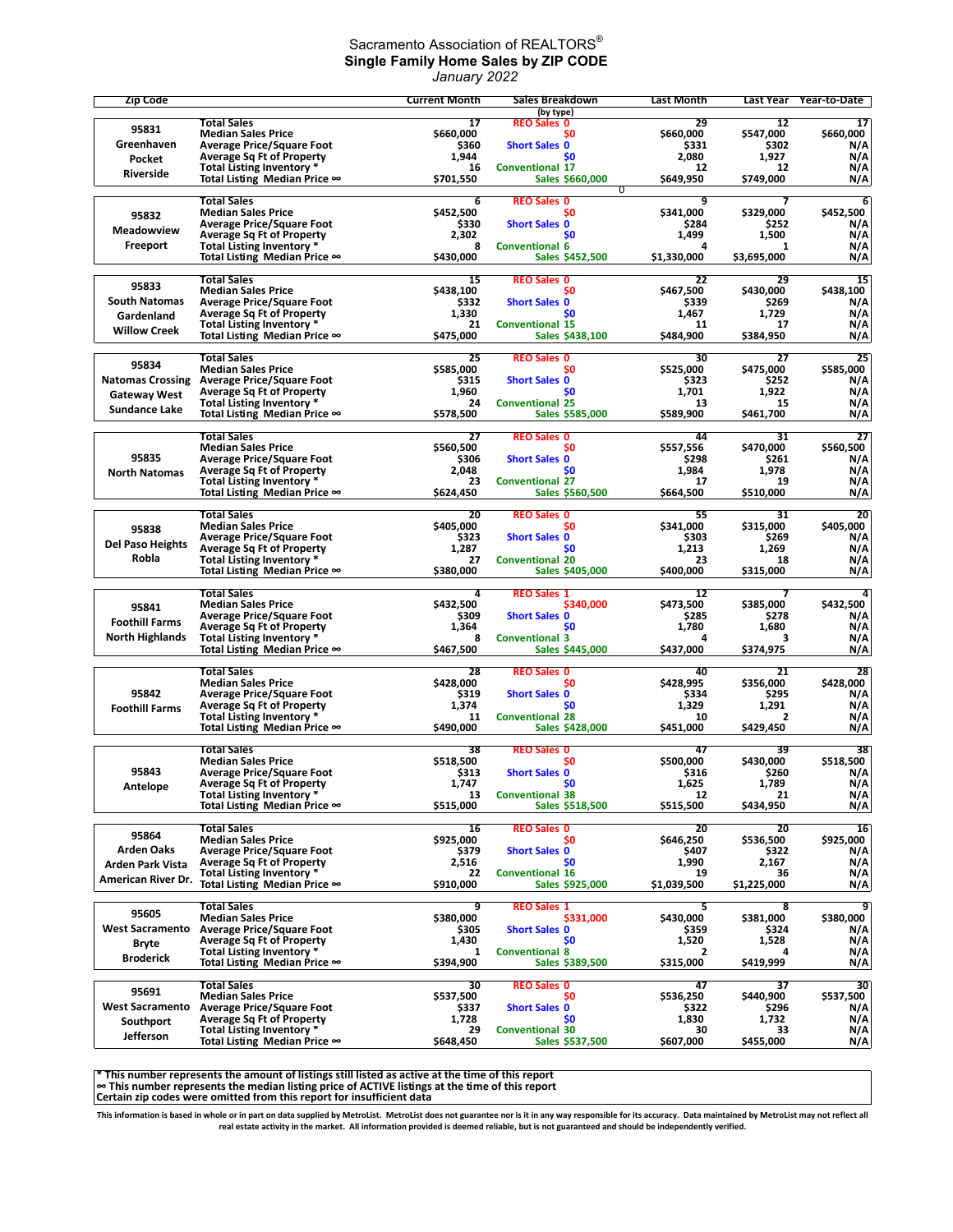Sacramento Association of REALTORS®

**Single Family Home Sales by ZIP CODE**

*January 2022*

| Zip Code | | Current Month | Sales Breakdown (by type) | Last Month | Last Year | Year-to-Date |
|---|---|---|---|---|---|---|
| 95831 Greenhaven Pocket Riverside | Total Sales | 17 | REO Sales 0 | 29 | 12 | 17 |
| | Median Sales Price | $660,000 | $0 | $660,000 | $547,000 | $660,000 |
| | Average Price/Square Foot | $360 | Short Sales 0 | $331 | $302 | N/A |
| | Average Sq Ft of Property | 1,944 | $0 | 2,080 | 1,927 | N/A |
| | Total Listing Inventory * | 16 | Conventional 17 | 12 | 12 | N/A |
| | Total Listing Median Price ∞ | $701,550 | Sales $660,000 | $649,950 | $749,000 | N/A |
| 95832 Meadowview Freeport | Total Sales | 6 | REO Sales 0 | 9 | 7 | 6 |
| | Median Sales Price | $452,500 | $0 | $341,000 | $329,000 | $452,500 |
| | Average Price/Square Foot | $330 | Short Sales 0 | $284 | $252 | N/A |
| | Average Sq Ft of Property | 2,302 | $0 | 1,499 | 1,500 | N/A |
| | Total Listing Inventory * | 8 | Conventional 6 | 4 | 1 | N/A |
| | Total Listing Median Price ∞ | $430,000 | Sales $452,500 | $1,330,000 | $3,695,000 | N/A |
| 95833 South Natomas Gardenland Willow Creek | Total Sales | 15 | REO Sales 0 | 22 | 29 | 15 |
| | Median Sales Price | $438,100 | $0 | $467,500 | $430,000 | $438,100 |
| | Average Price/Square Foot | $332 | Short Sales 0 | $339 | $269 | N/A |
| | Average Sq Ft of Property | 1,330 | $0 | 1,467 | 1,729 | N/A |
| | Total Listing Inventory * | 21 | Conventional 15 | 11 | 17 | N/A |
| | Total Listing Median Price ∞ | $475,000 | Sales $438,100 | $484,900 | $384,950 | N/A |
| 95834 Natomas Crossing Gateway West Sundance Lake | Total Sales | 25 | REO Sales 0 | 30 | 27 | 25 |
| | Median Sales Price | $585,000 | $0 | $525,000 | $475,000 | $585,000 |
| | Average Price/Square Foot | $315 | Short Sales 0 | $323 | $252 | N/A |
| | Average Sq Ft of Property | 1,960 | $0 | 1,701 | 1,922 | N/A |
| | Total Listing Inventory * | 24 | Conventional 25 | 13 | 15 | N/A |
| | Total Listing Median Price ∞ | $578,500 | Sales $585,000 | $589,900 | $461,700 | N/A |
| 95835 North Natomas | Total Sales | 27 | REO Sales 0 | 44 | 31 | 27 |
| | Median Sales Price | $560,500 | $0 | $557,556 | $470,000 | $560,500 |
| | Average Price/Square Foot | $306 | Short Sales 0 | $298 | $261 | N/A |
| | Average Sq Ft of Property | 2,048 | $0 | 1,984 | 1,978 | N/A |
| | Total Listing Inventory * | 23 | Conventional 27 | 17 | 19 | N/A |
| | Total Listing Median Price ∞ | $624,450 | Sales $560,500 | $664,500 | $510,000 | N/A |
| 95838 Del Paso Heights Robla | Total Sales | 20 | REO Sales 0 | 55 | 31 | 20 |
| | Median Sales Price | $405,000 | $0 | $341,000 | $315,000 | $405,000 |
| | Average Price/Square Foot | $323 | Short Sales 0 | $303 | $269 | N/A |
| | Average Sq Ft of Property | 1,287 | $0 | 1,213 | 1,269 | N/A |
| | Total Listing Inventory * | 27 | Conventional 20 | 23 | 18 | N/A |
| | Total Listing Median Price ∞ | $380,000 | Sales $405,000 | $400,000 | $315,000 | N/A |
| 95841 Foothill Farms North Highlands | Total Sales | 4 | REO Sales 1 | 12 | 7 | 4 |
| | Median Sales Price | $432,500 | $340,000 | $473,500 | $385,000 | $432,500 |
| | Average Price/Square Foot | $309 | Short Sales 0 | $285 | $278 | N/A |
| | Average Sq Ft of Property | 1,364 | $0 | 1,780 | 1,680 | N/A |
| | Total Listing Inventory * | 8 | Conventional 3 | 4 | 3 | N/A |
| | Total Listing Median Price ∞ | $467,500 | Sales $445,000 | $437,000 | $374,975 | N/A |
| 95842 Foothill Farms | Total Sales | 28 | REO Sales 0 | 40 | 21 | 28 |
| | Median Sales Price | $428,000 | $0 | $428,995 | $356,000 | $428,000 |
| | Average Price/Square Foot | $319 | Short Sales 0 | $334 | $295 | N/A |
| | Average Sq Ft of Property | 1,374 | $0 | 1,329 | 1,291 | N/A |
| | Total Listing Inventory * | 11 | Conventional 28 | 10 | 2 | N/A |
| | Total Listing Median Price ∞ | $490,000 | Sales $428,000 | $451,000 | $429,450 | N/A |
| 95843 Antelope | Total Sales | 38 | REO Sales 0 | 47 | 39 | 38 |
| | Median Sales Price | $518,500 | $0 | $500,000 | $430,000 | $518,500 |
| | Average Price/Square Foot | $313 | Short Sales 0 | $316 | $260 | N/A |
| | Average Sq Ft of Property | 1,747 | $0 | 1,625 | 1,789 | N/A |
| | Total Listing Inventory * | 13 | Conventional 38 | 12 | 21 | N/A |
| | Total Listing Median Price ∞ | $515,000 | Sales $518,500 | $515,500 | $434,950 | N/A |
| 95864 Arden Oaks Arden Park Vista American River Dr. | Total Sales | 16 | REO Sales 0 | 20 | 20 | 16 |
| | Median Sales Price | $925,000 | $0 | $646,250 | $536,500 | $925,000 |
| | Average Price/Square Foot | $379 | Short Sales 0 | $407 | $322 | N/A |
| | Average Sq Ft of Property | 2,516 | $0 | 1,990 | 2,167 | N/A |
| | Total Listing Inventory * | 22 | Conventional 16 | 19 | 36 | N/A |
| | Total Listing Median Price ∞ | $910,000 | Sales $925,000 | $1,039,500 | $1,225,000 | N/A |
| 95605 West Sacramento Bryte Broderick | Total Sales | 9 | REO Sales 1 | 5 | 8 | 9 |
| | Median Sales Price | $380,000 | $331,000 | $430,000 | $381,000 | $380,000 |
| | Average Price/Square Foot | $305 | Short Sales 0 | $359 | $324 | N/A |
| | Average Sq Ft of Property | 1,430 | $0 | 1,520 | 1,528 | N/A |
| | Total Listing Inventory * | 1 | Conventional 8 | 2 | 4 | N/A |
| | Total Listing Median Price ∞ | $394,900 | Sales $389,500 | $315,000 | $419,999 | N/A |
| 95691 West Sacramento Southport Jefferson | Total Sales | 30 | REO Sales 0 | 47 | 37 | 30 |
| | Median Sales Price | $537,500 | $0 | $536,250 | $440,900 | $537,500 |
| | Average Price/Square Foot | $337 | Short Sales 0 | $322 | $296 | N/A |
| | Average Sq Ft of Property | 1,728 | $0 | 1,830 | 1,732 | N/A |
| | Total Listing Inventory * | 29 | Conventional 30 | 30 | 33 | N/A |
| | Total Listing Median Price ∞ | $648,450 | Sales $537,500 | $607,000 | $455,000 | N/A |

\* This number represents the amount of listings still listed as active at the time of this report
∞ This number represents the median listing price of ACTIVE listings at the time of this report
Certain zip codes were omitted from this report for insufficient data

This information is based in whole or in part on data supplied by MetroList. MetroList does not guarantee nor is it in any way responsible for its accuracy. Data maintained by MetroList may not reflect all real estate activity in the market. All information provided is deemed reliable, but is not guaranteed and should be independently verified.